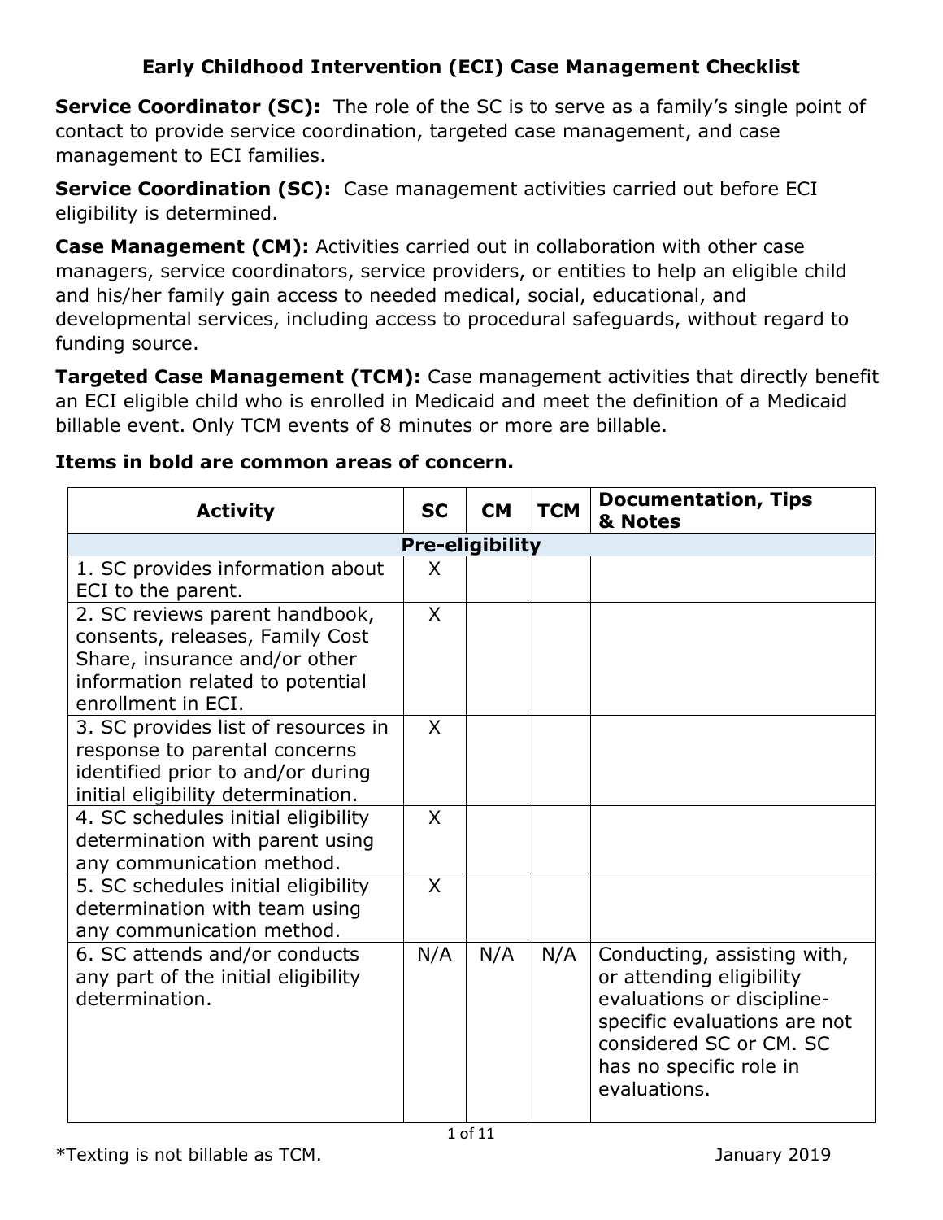# Early Childhood Intervention (ECI) Case Management Checklist

**Service Coordinator (SC):** The role of the SC is to serve as a family's single point of contact to provide service coordination, targeted case management, and case management to ECI families.

**Service Coordination (SC):** Case management activities carried out before ECI eligibility is determined.

**Case Management (CM):** Activities carried out in collaboration with other case managers, service coordinators, service providers, or entities to help an eligible child and his/her family gain access to needed medical, social, educational, and developmental services, including access to procedural safeguards, without regard to funding source.

**Targeted Case Management (TCM):** Case management activities that directly benefit an ECI eligible child who is enrolled in Medicaid and meet the definition of a Medicaid billable event. Only TCM events of 8 minutes or more are billable.

**Items in bold are common areas of concern.**

| Activity | SC | CM | TCM | Documentation, Tips & Notes |
|---|---|---|---|---|
| **Pre-eligibility** | | | | |
| 1. SC provides information about ECI to the parent. | X | | | |
| 2. SC reviews parent handbook, consents, releases, Family Cost Share, insurance and/or other information related to potential enrollment in ECI. | X | | | |
| 3. SC provides list of resources in response to parental concerns identified prior to and/or during initial eligibility determination. | X | | | |
| 4. SC schedules initial eligibility determination with parent using any communication method. | X | | | |
| 5. SC schedules initial eligibility determination with team using any communication method. | X | | | |
| 6. SC attends and/or conducts any part of the initial eligibility determination. | N/A | N/A | N/A | Conducting, assisting with, or attending eligibility evaluations or discipline-specific evaluations are not considered SC or CM. SC has no specific role in evaluations. |

*Texting is not billable as TCM.

January 2019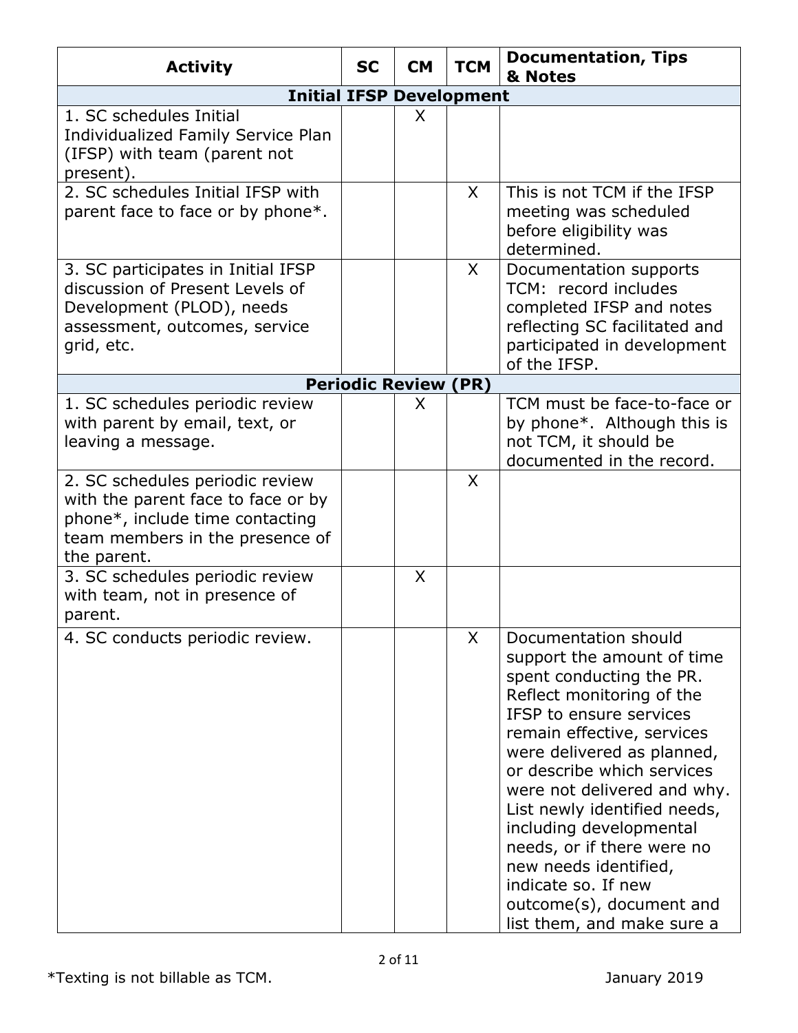| Activity | SC | CM | TCM | Documentation, Tips & Notes |
|---|---|---|---|---|
| **Initial IFSP Development** | | | | |
| 1. SC schedules Initial Individualized Family Service Plan (IFSP) with team (parent not present). | | X | | |
| 2. SC schedules Initial IFSP with parent face to face or by phone*. | | | X | This is not TCM if the IFSP meeting was scheduled before eligibility was determined. |
| 3. SC participates in Initial IFSP discussion of Present Levels of Development (PLOD), needs assessment, outcomes, service grid, etc. | | | X | Documentation supports TCM: record includes completed IFSP and notes reflecting SC facilitated and participated in development of the IFSP. |
| **Periodic Review (PR)** | | | | |
| 1. SC schedules periodic review with parent by email, text, or leaving a message. | | X | | TCM must be face-to-face or by phone*. Although this is not TCM, it should be documented in the record. |
| 2. SC schedules periodic review with the parent face to face or by phone*, include time contacting team members in the presence of the parent. | | | X | |
| 3. SC schedules periodic review with team, not in presence of parent. | | X | | |
| 4. SC conducts periodic review. | | | X | Documentation should support the amount of time spent conducting the PR. Reflect monitoring of the IFSP to ensure services remain effective, services were delivered as planned, or describe which services were not delivered and why. List newly identified needs, including developmental needs, or if there were no new needs identified, indicate so. If new outcome(s), document and list them, and make sure a |

*Texting is not billable as TCM.

January 2019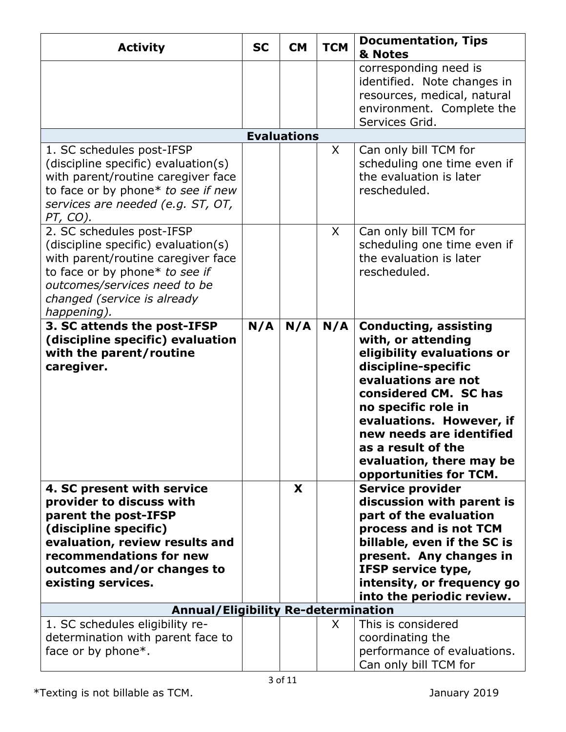| Activity | SC | CM | TCM | Documentation, Tips & Notes |
|---|---|---|---|---|
| | | | | corresponding need is identified. Note changes in resources, medical, natural environment. Complete the Services Grid. |
| **Evaluations** | | | | |
| 1. SC schedules post-IFSP (discipline specific) evaluation(s) with parent/routine caregiver face to face or by phone* *to see if new services are needed (e.g. ST, OT, PT, CO).* | | | X | Can only bill TCM for scheduling one time even if the evaluation is later rescheduled. |
| 2. SC schedules post-IFSP (discipline specific) evaluation(s) with parent/routine caregiver face to face or by phone* *to see if outcomes/services need to be changed (service is already happening).* | | | X | Can only bill TCM for scheduling one time even if the evaluation is later rescheduled. |
| **3. SC attends the post-IFSP (discipline specific) evaluation with the parent/routine caregiver.** | **N/A** | **N/A** | **N/A** | **Conducting, assisting with, or attending eligibility evaluations or discipline-specific evaluations are not considered CM. SC has no specific role in evaluations. However, if new needs are identified as a result of the evaluation, there may be opportunities for TCM.** |
| **4. SC present with service provider to discuss with parent the post-IFSP (discipline specific) evaluation, review results and recommendations for new outcomes and/or changes to existing services.** | | **X** | | **Service provider discussion with parent is part of the evaluation process and is not TCM billable, even if the SC is present. Any changes in IFSP service type, intensity, or frequency go into the periodic review.** |
| **Annual/Eligibility Re-determination** | | | | |
| 1. SC schedules eligibility re-determination with parent face to face or by phone*. | | | X | This is considered coordinating the performance of evaluations. Can only bill TCM for |

*Texting is not billable as TCM.

January 2019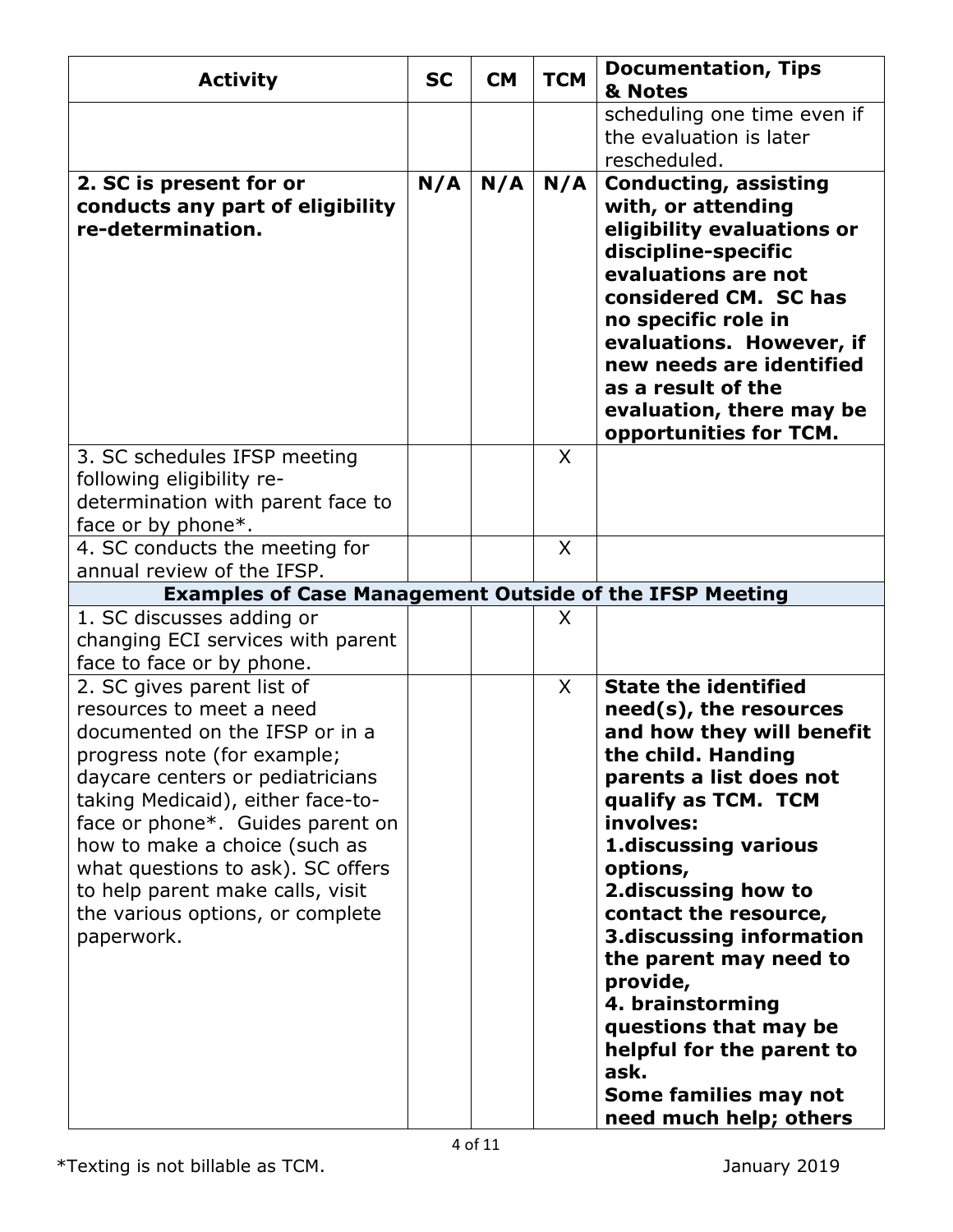| Activity | SC | CM | TCM | Documentation, Tips & Notes |
|---|---|---|---|---|
| | | | | scheduling one time even if the evaluation is later rescheduled. |
| **2. SC is present for or conducts any part of eligibility re-determination.** | **N/A** | **N/A** | **N/A** | **Conducting, assisting with, or attending eligibility evaluations or discipline-specific evaluations are not considered CM. SC has no specific role in evaluations. However, if new needs are identified as a result of the evaluation, there may be opportunities for TCM.** |
| 3. SC schedules IFSP meeting following eligibility re-determination with parent face to face or by phone*. | | | X | |
| 4. SC conducts the meeting for annual review of the IFSP. | | | X | |
| **Examples of Case Management Outside of the IFSP Meeting** | | | | |
| 1. SC discusses adding or changing ECI services with parent face to face or by phone. | | | X | |
| 2. SC gives parent list of resources to meet a need documented on the IFSP or in a progress note (for example; daycare centers or pediatricians taking Medicaid), either face-to-face or phone*. Guides parent on how to make a choice (such as what questions to ask). SC offers to help parent make calls, visit the various options, or complete paperwork. | | | X | **State the identified need(s), the resources and how they will benefit the child. Handing parents a list does not qualify as TCM. TCM involves:** <br> **1.discussing various options,** <br> **2.discussing how to contact the resource,** <br> **3.discussing information the parent may need to provide,** <br> **4. brainstorming questions that may be helpful for the parent to ask.** <br> **Some families may not need much help; others** |

*Texting is not billable as TCM.

January 2019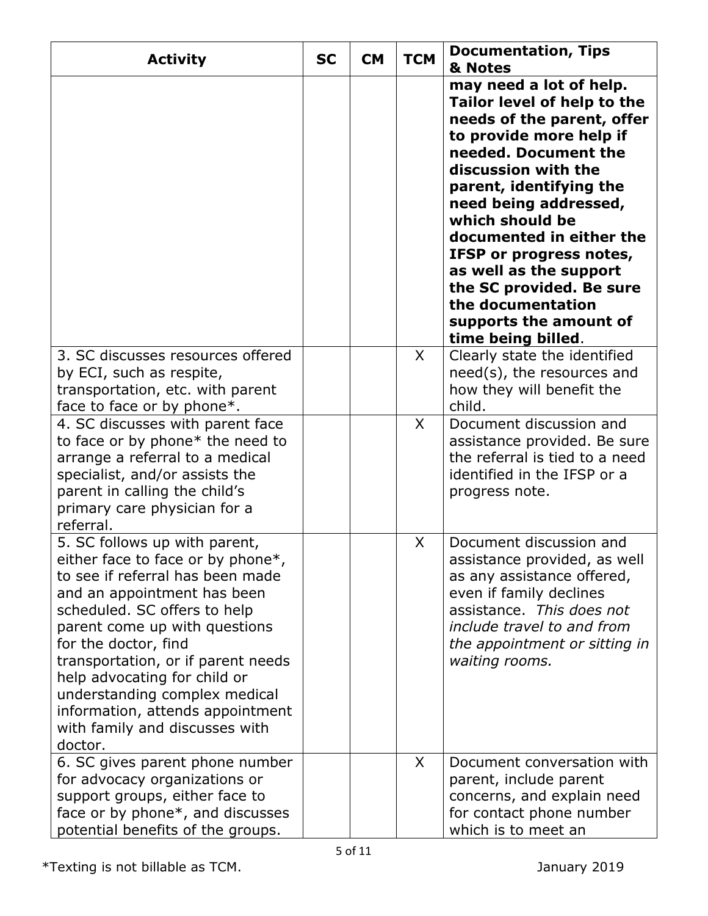| Activity | SC | CM | TCM | Documentation, Tips & Notes |
| --- | --- | --- | --- | --- |
| | | | | **may need a lot of help. Tailor level of help to the needs of the parent, offer to provide more help if needed. Document the discussion with the parent, identifying the need being addressed, which should be documented in either the IFSP or progress notes, as well as the support the SC provided. Be sure the documentation supports the amount of time being billed**. |
| 3. SC discusses resources offered by ECI, such as respite, transportation, etc. with parent face to face or by phone*. | | | X | Clearly state the identified need(s), the resources and how they will benefit the child. |
| 4. SC discusses with parent face to face or by phone* the need to arrange a referral to a medical specialist, and/or assists the parent in calling the child's primary care physician for a referral. | | | X | Document discussion and assistance provided. Be sure the referral is tied to a need identified in the IFSP or a progress note. |
| 5. SC follows up with parent, either face to face or by phone*, to see if referral has been made and an appointment has been scheduled. SC offers to help parent come up with questions for the doctor, find transportation, or if parent needs help advocating for child or understanding complex medical information, attends appointment with family and discusses with doctor. | | | X | Document discussion and assistance provided, as well as any assistance offered, even if family declines assistance. *This does not include travel to and from the appointment or sitting in waiting rooms.* |
| 6. SC gives parent phone number for advocacy organizations or support groups, either face to face or by phone*, and discusses potential benefits of the groups. | | | X | Document conversation with parent, include parent concerns, and explain need for contact phone number which is to meet an |

*Texting is not billable as TCM.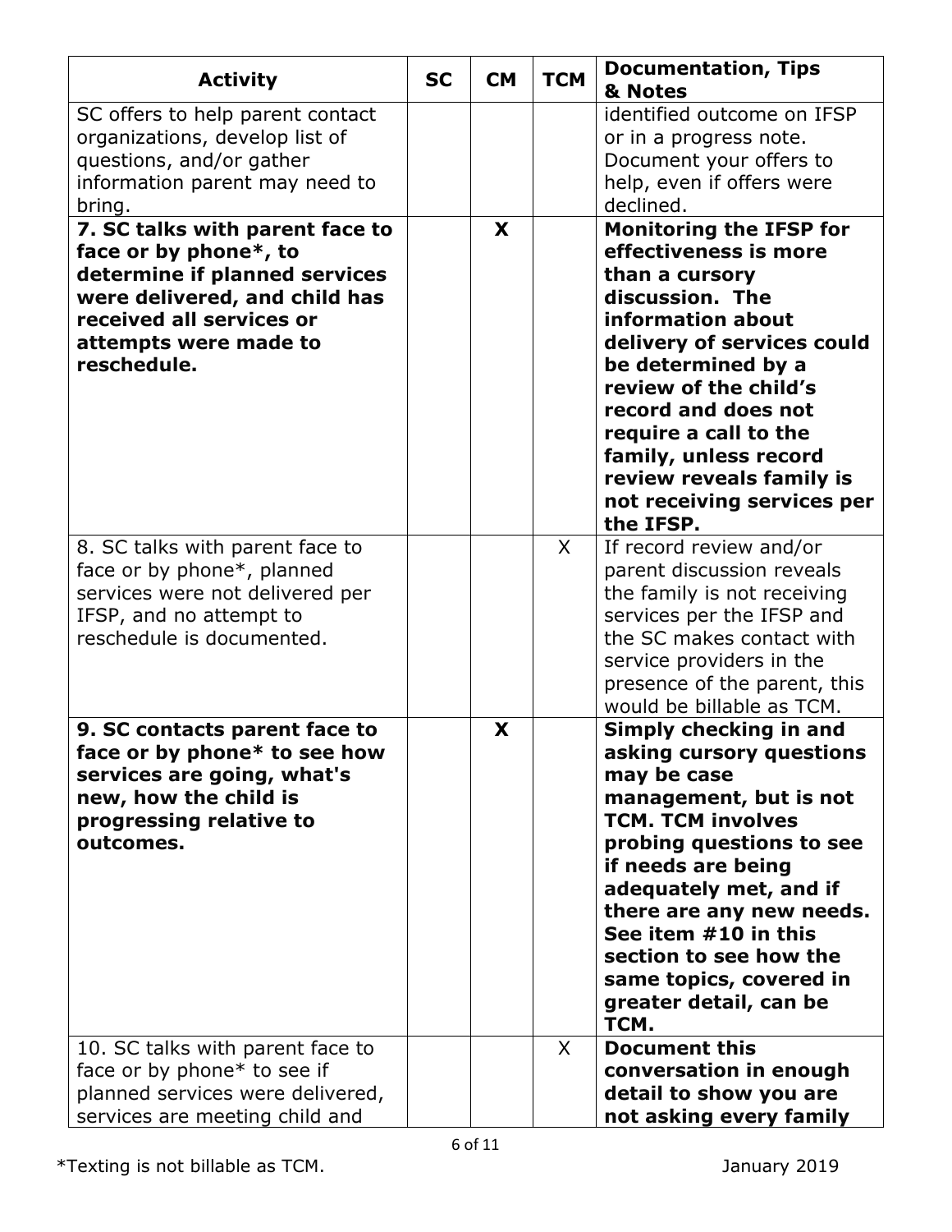| Activity | SC | CM | TCM | Documentation, Tips & Notes |
|---|---|---|---|---|
| SC offers to help parent contact organizations, develop list of questions, and/or gather information parent may need to bring. | | | | identified outcome on IFSP or in a progress note. Document your offers to help, even if offers were declined. |
| **7. SC talks with parent face to face or by phone*, to determine if planned services were delivered, and child has received all services or attempts were made to reschedule.** | | **X** | | **Monitoring the IFSP for effectiveness is more than a cursory discussion. The information about delivery of services could be determined by a review of the child's record and does not require a call to the family, unless record review reveals family is not receiving services per the IFSP.** |
| 8. SC talks with parent face to face or by phone*, planned services were not delivered per IFSP, and no attempt to reschedule is documented. | | | X | If record review and/or parent discussion reveals the family is not receiving services per the IFSP and the SC makes contact with service providers in the presence of the parent, this would be billable as TCM. |
| **9. SC contacts parent face to face or by phone* to see how services are going, what's new, how the child is progressing relative to outcomes.** | | **X** | | **Simply checking in and asking cursory questions may be case management, but is not TCM. TCM involves probing questions to see if needs are being adequately met, and if there are any new needs. See item #10 in this section to see how the same topics, covered in greater detail, can be TCM.** |
| 10. SC talks with parent face to face or by phone* to see if planned services were delivered, services are meeting child and | | | X | **Document this conversation in enough detail to show you are not asking every family** |

*Texting is not billable as TCM.

January 2019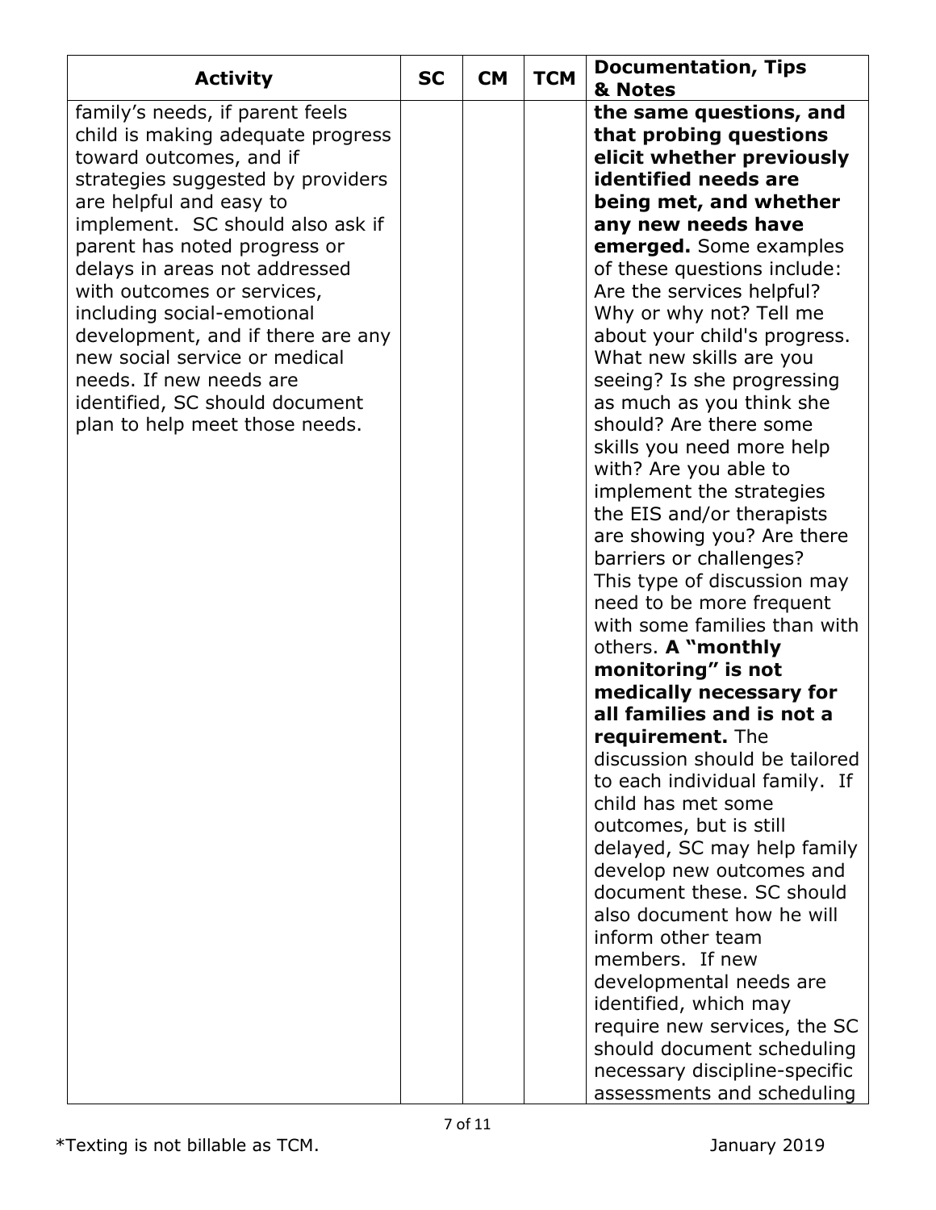| Activity | SC | CM | TCM | Documentation, Tips & Notes |
|---|---|---|---|---|
| family's needs, if parent feels child is making adequate progress toward outcomes, and if strategies suggested by providers are helpful and easy to implement. SC should also ask if parent has noted progress or delays in areas not addressed with outcomes or services, including social-emotional development, and if there are any new social service or medical needs. If new needs are identified, SC should document plan to help meet those needs. | | | | **the same questions, and that probing questions elicit whether previously identified needs are being met, and whether any new needs have emerged.** Some examples of these questions include: Are the services helpful? Why or why not? Tell me about your child's progress. What new skills are you seeing? Is she progressing as much as you think she should? Are there some skills you need more help with? Are you able to implement the strategies the EIS and/or therapists are showing you? Are there barriers or challenges? This type of discussion may need to be more frequent with some families than with others. **A "monthly monitoring" is not medically necessary for all families and is not a requirement.** The discussion should be tailored to each individual family. If child has met some outcomes, but is still delayed, SC may help family develop new outcomes and document these. SC should also document how he will inform other team members. If new developmental needs are identified, which may require new services, the SC should document scheduling necessary discipline-specific assessments and scheduling |

*Texting is not billable as TCM.

January 2019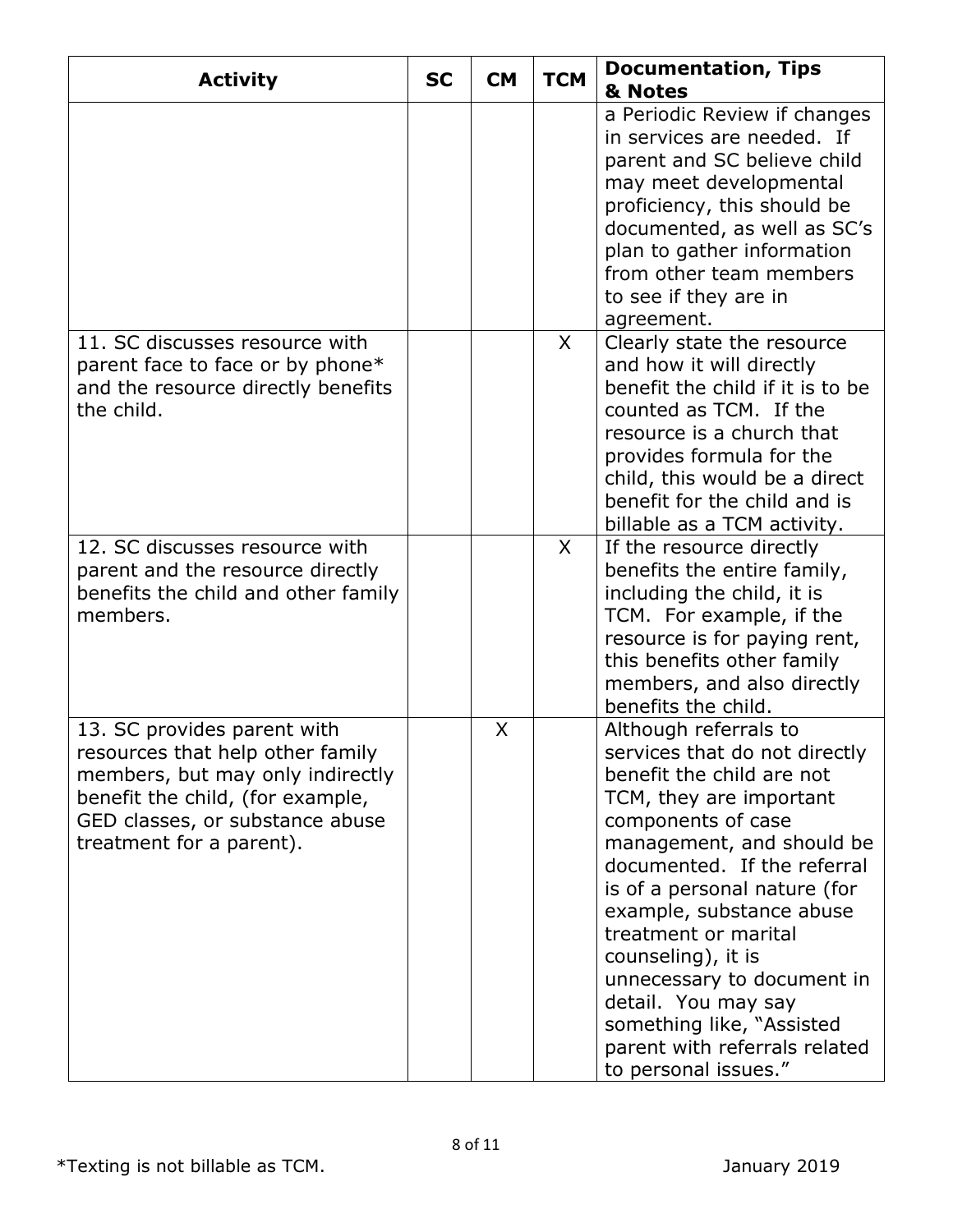| Activity | SC | CM | TCM | Documentation, Tips & Notes |
|---|---|---|---|---|
| | | | | a Periodic Review if changes in services are needed. If parent and SC believe child may meet developmental proficiency, this should be documented, as well as SC's plan to gather information from other team members to see if they are in agreement. |
| 11. SC discusses resource with parent face to face or by phone* and the resource directly benefits the child. | | | X | Clearly state the resource and how it will directly benefit the child if it is to be counted as TCM. If the resource is a church that provides formula for the child, this would be a direct benefit for the child and is billable as a TCM activity. |
| 12. SC discusses resource with parent and the resource directly benefits the child and other family members. | | | X | If the resource directly benefits the entire family, including the child, it is TCM. For example, if the resource is for paying rent, this benefits other family members, and also directly benefits the child. |
| 13. SC provides parent with resources that help other family members, but may only indirectly benefit the child, (for example, GED classes, or substance abuse treatment for a parent). | | X | | Although referrals to services that do not directly benefit the child are not TCM, they are important components of case management, and should be documented. If the referral is of a personal nature (for example, substance abuse treatment or marital counseling), it is unnecessary to document in detail. You may say something like, "Assisted parent with referrals related to personal issues." |

*Texting is not billable as TCM.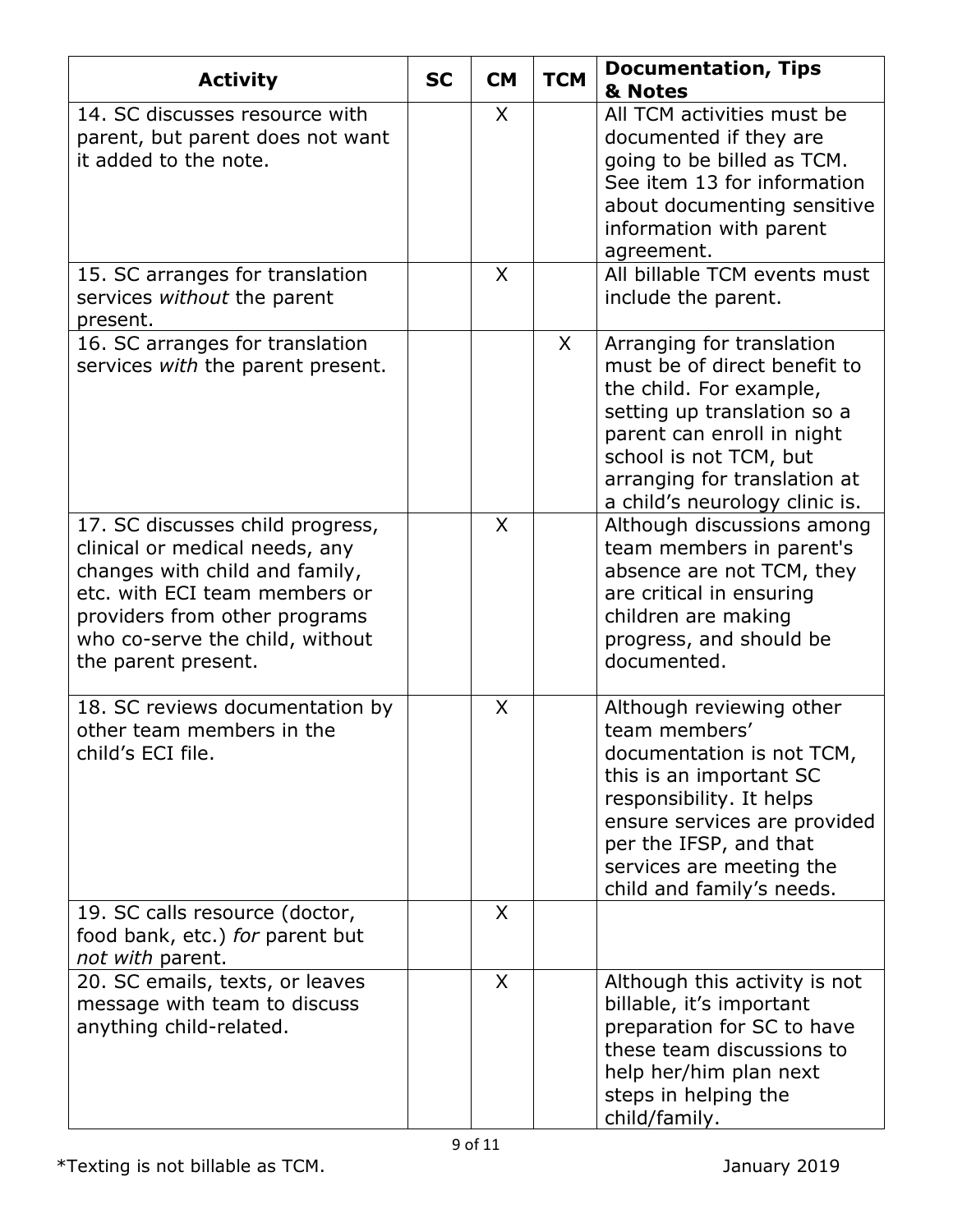| Activity | SC | CM | TCM | Documentation, Tips & Notes |
|---|---|---|---|---|
| 14. SC discusses resource with parent, but parent does not want it added to the note. | | X | | All TCM activities must be documented if they are going to be billed as TCM. See item 13 for information about documenting sensitive information with parent agreement. |
| 15. SC arranges for translation services *without* the parent present. | | X | | All billable TCM events must include the parent. |
| 16. SC arranges for translation services *with* the parent present. | | | X | Arranging for translation must be of direct benefit to the child. For example, setting up translation so a parent can enroll in night school is not TCM, but arranging for translation at a child's neurology clinic is. |
| 17. SC discusses child progress, clinical or medical needs, any changes with child and family, etc. with ECI team members or providers from other programs who co-serve the child, without the parent present. | | X | | Although discussions among team members in parent's absence are not TCM, they are critical in ensuring children are making progress, and should be documented. |
| 18. SC reviews documentation by other team members in the child's ECI file. | | X | | Although reviewing other team members' documentation is not TCM, this is an important SC responsibility. It helps ensure services are provided per the IFSP, and that services are meeting the child and family's needs. |
| 19. SC calls resource (doctor, food bank, etc.) *for* parent but *not with* parent. | | X | | |
| 20. SC emails, texts, or leaves message with team to discuss anything child-related. | | X | | Although this activity is not billable, it's important preparation for SC to have these team discussions to help her/him plan next steps in helping the child/family. |

*Texting is not billable as TCM.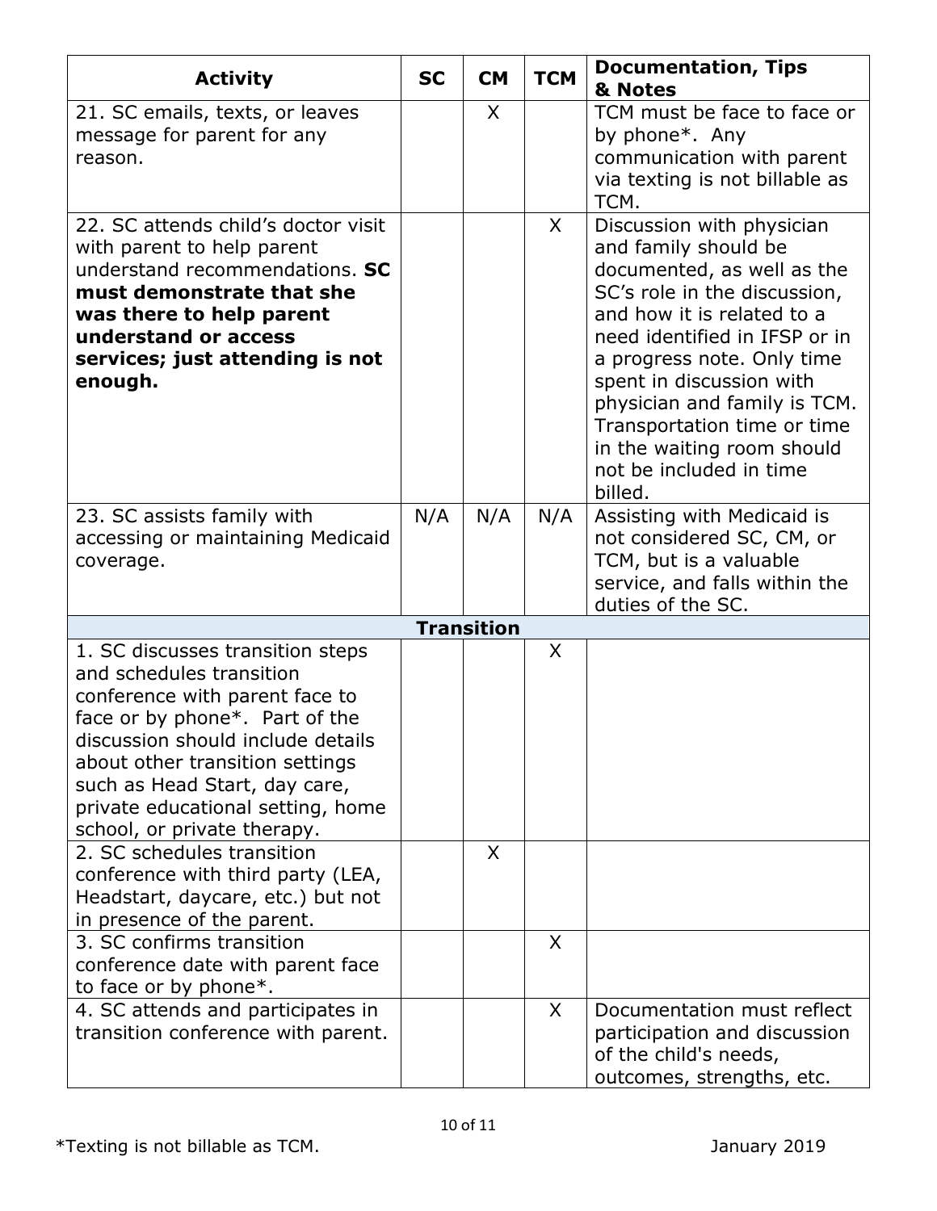| Activity | SC | CM | TCM | Documentation, Tips & Notes |
|---|---|---|---|---|
| 21. SC emails, texts, or leaves message for parent for any reason. | | X | | TCM must be face to face or by phone*. Any communication with parent via texting is not billable as TCM. |
| 22. SC attends child's doctor visit with parent to help parent understand recommendations. **SC must demonstrate that she was there to help parent understand or access services; just attending is not enough.** | | | X | Discussion with physician and family should be documented, as well as the SC's role in the discussion, and how it is related to a need identified in IFSP or in a progress note. Only time spent in discussion with physician and family is TCM. Transportation time or time in the waiting room should not be included in time billed. |
| 23. SC assists family with accessing or maintaining Medicaid coverage. | N/A | N/A | N/A | Assisting with Medicaid is not considered SC, CM, or TCM, but is a valuable service, and falls within the duties of the SC. |
| **Transition** | | | | |
| 1. SC discusses transition steps and schedules transition conference with parent face to face or by phone*. Part of the discussion should include details about other transition settings such as Head Start, day care, private educational setting, home school, or private therapy. | | | X | |
| 2. SC schedules transition conference with third party (LEA, Headstart, daycare, etc.) but not in presence of the parent. | | X | | |
| 3. SC confirms transition conference date with parent face to face or by phone*. | | | X | |
| 4. SC attends and participates in transition conference with parent. | | | X | Documentation must reflect participation and discussion of the child's needs, outcomes, strengths, etc. |

*Texting is not billable as TCM.

January 2019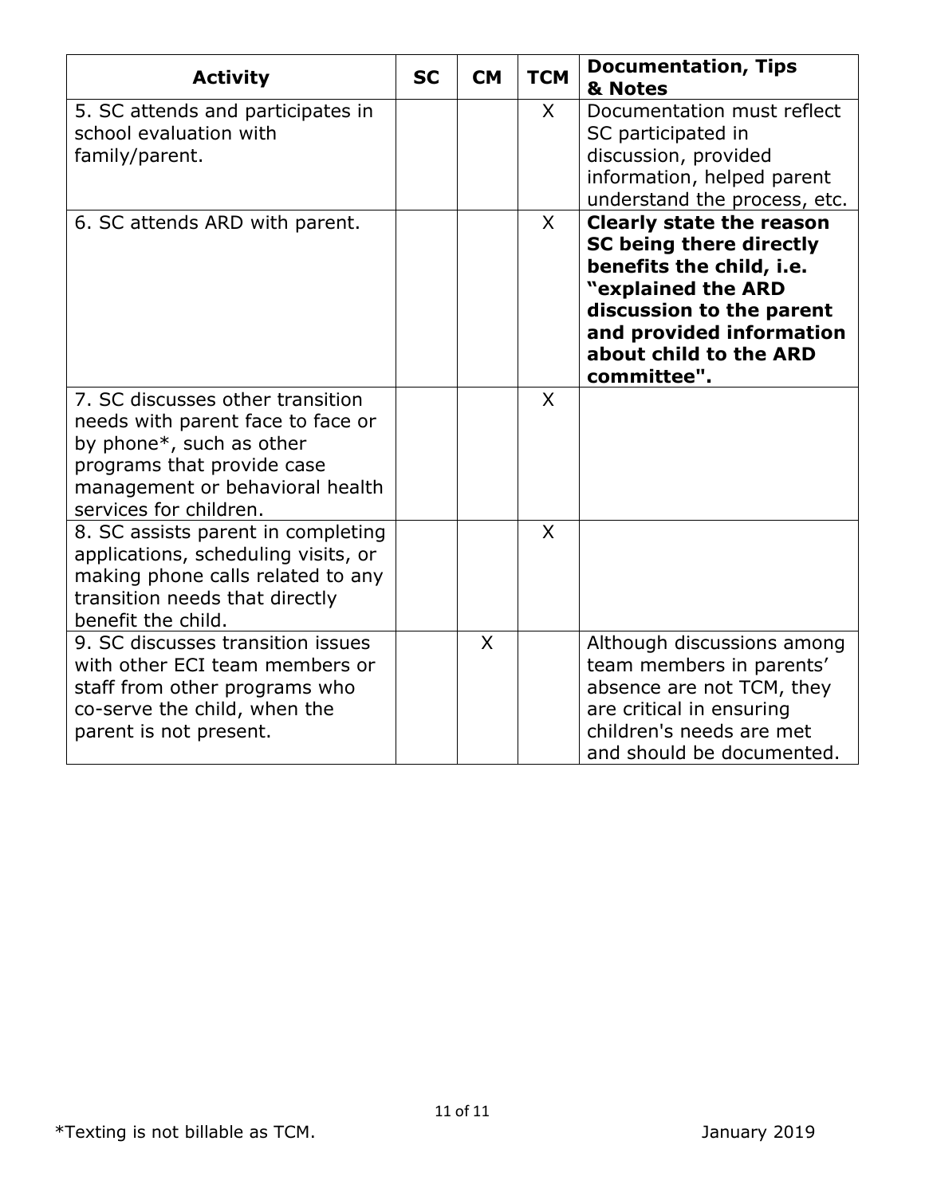| Activity | SC | CM | TCM | Documentation, Tips & Notes |
|---|---|---|---|---|
| 5. SC attends and participates in school evaluation with family/parent. | | | X | Documentation must reflect SC participated in discussion, provided information, helped parent understand the process, etc. |
| 6. SC attends ARD with parent. | | | X | **Clearly state the reason SC being there directly benefits the child, i.e. "explained the ARD discussion to the parent and provided information about child to the ARD committee".** |
| 7. SC discusses other transition needs with parent face to face or by phone*, such as other programs that provide case management or behavioral health services for children. | | | X | |
| 8. SC assists parent in completing applications, scheduling visits, or making phone calls related to any transition needs that directly benefit the child. | | | X | |
| 9. SC discusses transition issues with other ECI team members or staff from other programs who co-serve the child, when the parent is not present. | | X | | Although discussions among team members in parents' absence are not TCM, they are critical in ensuring children's needs are met and should be documented. |

*Texting is not billable as TCM.

January 2019